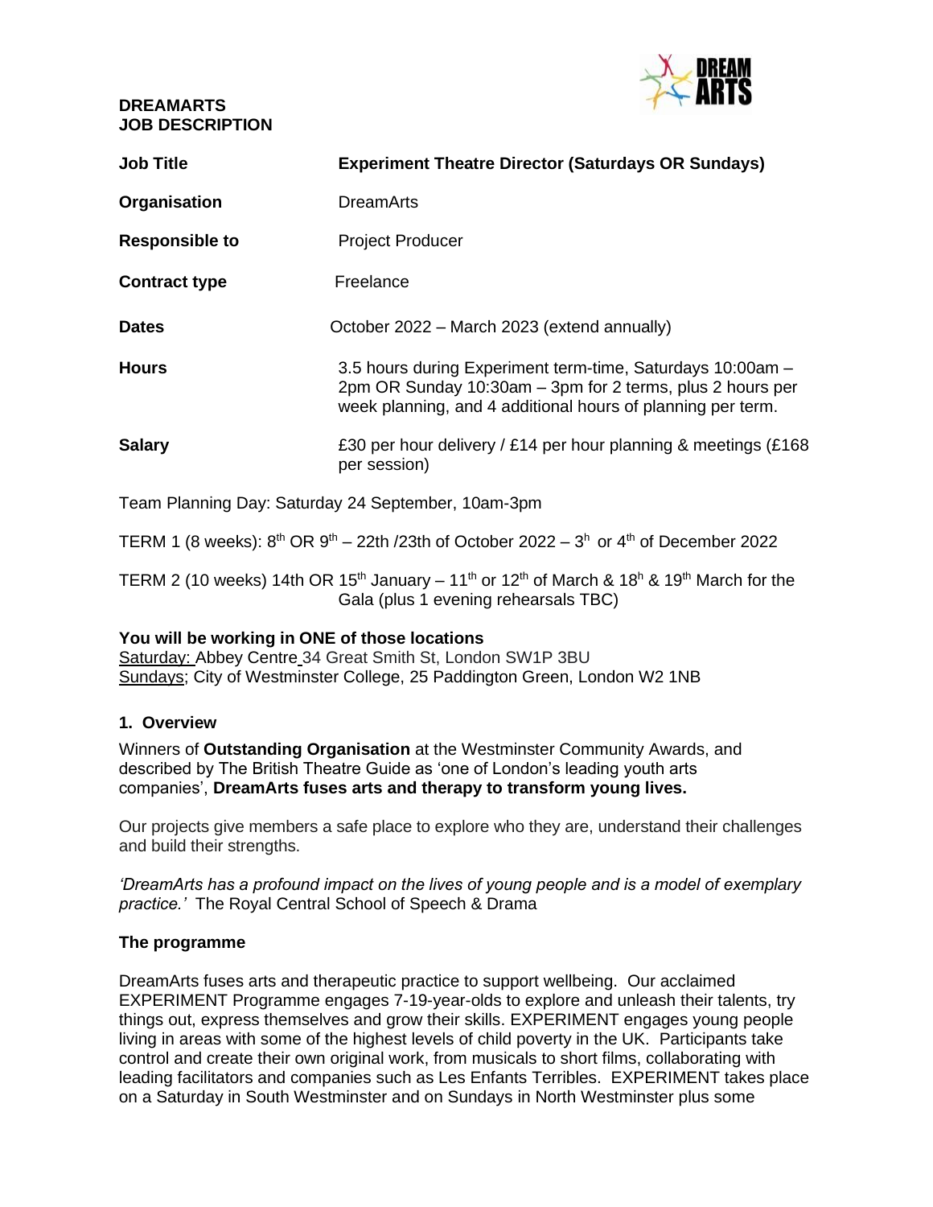**DREAMARTS**
**JOB DESCRIPTION**

| | |
|---|---|
| **Job Title** | **Experiment Theatre Director (Saturdays OR Sundays)** |
| **Organisation** | DreamArts |
| **Responsible to** | Project Producer |
| **Contract type** | Freelance |
| **Dates** | October 2022 – March 2023 (extend annually) |
| **Hours** | 3.5 hours during Experiment term-time, Saturdays 10:00am – 2pm OR Sunday 10:30am – 3pm for 2 terms, plus 2 hours per week planning, and 4 additional hours of planning per term. |
| **Salary** | £30 per hour delivery / £14 per hour planning & meetings (£168 per session) |

Team Planning Day: Saturday 24 September, 10am-3pm

TERM 1 (8 weeks): 8th OR 9th – 22th /23th of October 2022 – 3h or 4th of December 2022

TERM 2 (10 weeks) 14th OR 15th January – 11th or 12th of March & 18h & 19th March for the Gala (plus 1 evening rehearsals TBC)

**You will be working in ONE of those locations**
Saturday: Abbey Centre 34 Great Smith St, London SW1P 3BU
Sundays; City of Westminster College, 25 Paddington Green, London W2 1NB

## 1. Overview

Winners of **Outstanding Organisation** at the Westminster Community Awards, and described by The British Theatre Guide as 'one of London's leading youth arts companies', **DreamArts fuses arts and therapy to transform young lives.**

Our projects give members a safe place to explore who they are, understand their challenges and build their strengths.

*'DreamArts has a profound impact on the lives of young people and is a model of exemplary practice.'* The Royal Central School of Speech & Drama

### The programme

DreamArts fuses arts and therapeutic practice to support wellbeing. Our acclaimed EXPERIMENT Programme engages 7-19-year-olds to explore and unleash their talents, try things out, express themselves and grow their skills. EXPERIMENT engages young people living in areas with some of the highest levels of child poverty in the UK. Participants take control and create their own original work, from musicals to short films, collaborating with leading facilitators and companies such as Les Enfants Terribles. EXPERIMENT takes place on a Saturday in South Westminster and on Sundays in North Westminster plus some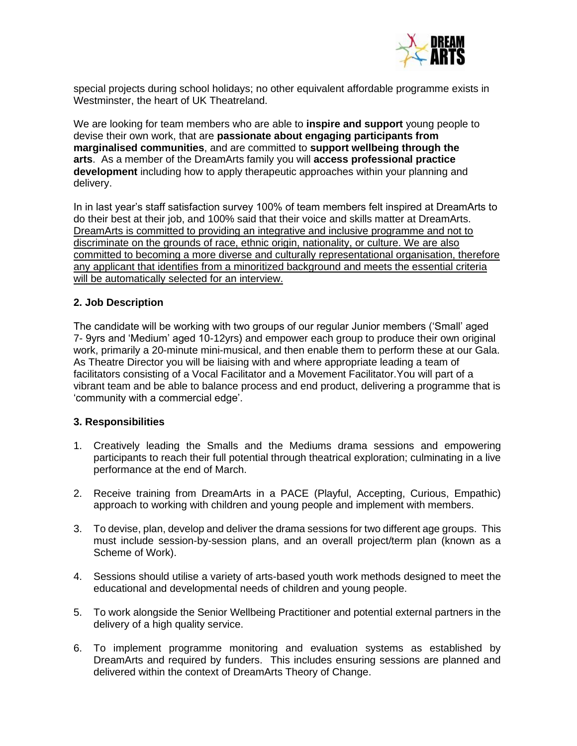special projects during school holidays; no other equivalent affordable programme exists in Westminster, the heart of UK Theatreland.

We are looking for team members who are able to **inspire and support** young people to devise their own work, that are **passionate about engaging participants from marginalised communities**, and are committed to **support wellbeing through the arts**. As a member of the DreamArts family you will **access professional practice development** including how to apply therapeutic approaches within your planning and delivery.

In in last year's staff satisfaction survey 100% of team members felt inspired at DreamArts to do their best at their job, and 100% said that their voice and skills matter at DreamArts. <u>DreamArts is committed to providing an integrative and inclusive programme and not to discriminate on the grounds of race, ethnic origin, nationality, or culture. We are also committed to becoming a more diverse and culturally representational organisation, therefore any applicant that identifies from a minoritized background and meets the essential criteria will be automatically selected for an interview.</u>

### 2. Job Description

The candidate will be working with two groups of our regular Junior members ('Small' aged 7- 9yrs and 'Medium' aged 10-12yrs) and empower each group to produce their own original work, primarily a 20-minute mini-musical, and then enable them to perform these at our Gala. As Theatre Director you will be liaising with and where appropriate leading a team of facilitators consisting of a Vocal Facilitator and a Movement Facilitator.You will part of a vibrant team and be able to balance process and end product, delivering a programme that is 'community with a commercial edge'.

### 3. Responsibilities

1. Creatively leading the Smalls and the Mediums drama sessions and empowering participants to reach their full potential through theatrical exploration; culminating in a live performance at the end of March.

2. Receive training from DreamArts in a PACE (Playful, Accepting, Curious, Empathic) approach to working with children and young people and implement with members.

3. To devise, plan, develop and deliver the drama sessions for two different age groups. This must include session-by-session plans, and an overall project/term plan (known as a Scheme of Work).

4. Sessions should utilise a variety of arts-based youth work methods designed to meet the educational and developmental needs of children and young people.

5. To work alongside the Senior Wellbeing Practitioner and potential external partners in the delivery of a high quality service.

6. To implement programme monitoring and evaluation systems as established by DreamArts and required by funders. This includes ensuring sessions are planned and delivered within the context of DreamArts Theory of Change.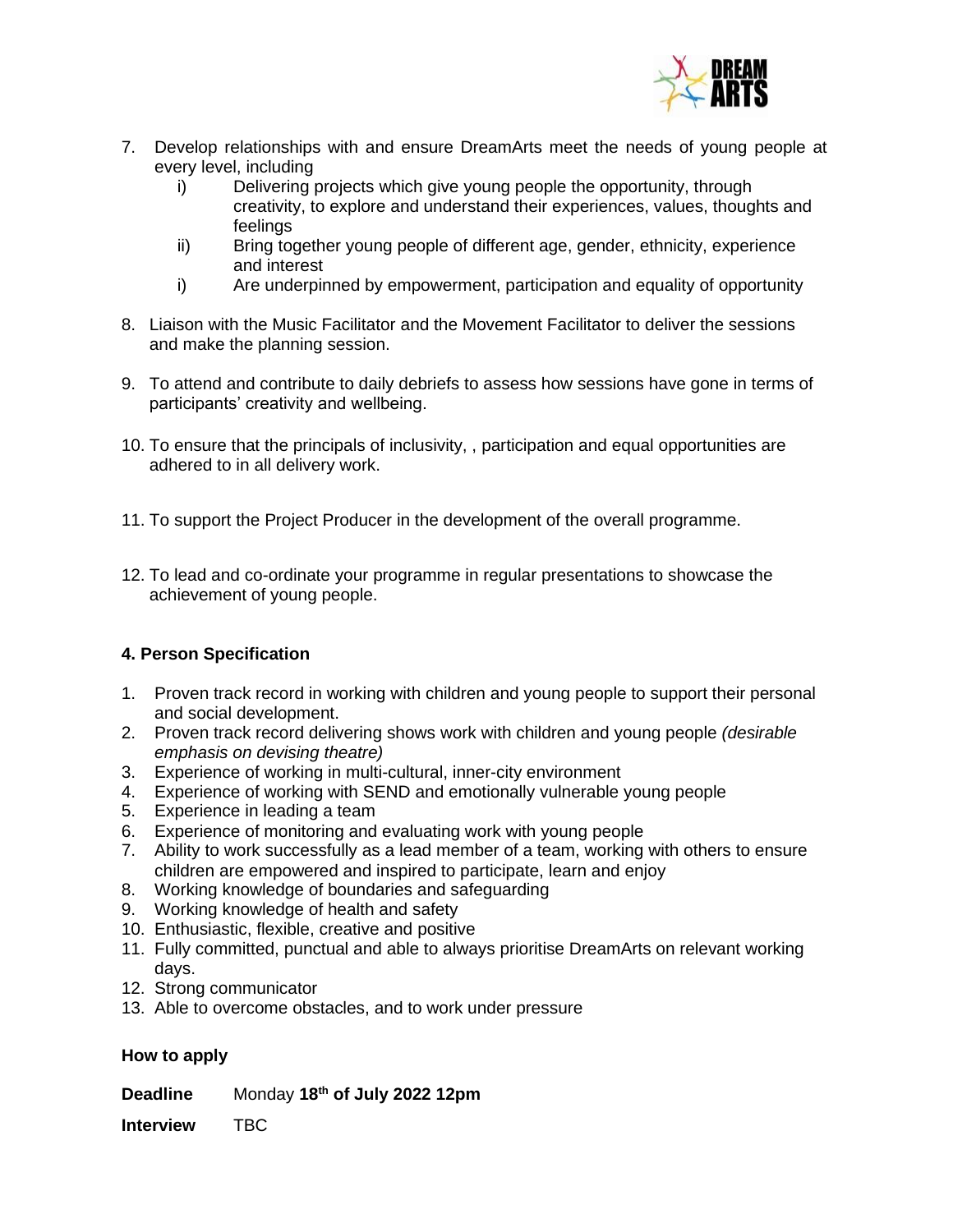7. Develop relationships with and ensure DreamArts meet the needs of young people at every level, including
   i) Delivering projects which give young people the opportunity, through creativity, to explore and understand their experiences, values, thoughts and feelings
   ii) Bring together young people of different age, gender, ethnicity, experience and interest
   i) Are underpinned by empowerment, participation and equality of opportunity

8. Liaison with the Music Facilitator and the Movement Facilitator to deliver the sessions and make the planning session.

9. To attend and contribute to daily debriefs to assess how sessions have gone in terms of participants' creativity and wellbeing.

10. To ensure that the principals of inclusivity, , participation and equal opportunities are adhered to in all delivery work.

11. To support the Project Producer in the development of the overall programme.

12. To lead and co-ordinate your programme in regular presentations to showcase the achievement of young people.

### 4. Person Specification

1. Proven track record in working with children and young people to support their personal and social development.
2. Proven track record delivering shows work with children and young people *(desirable emphasis on devising theatre)*
3. Experience of working in multi-cultural, inner-city environment
4. Experience of working with SEND and emotionally vulnerable young people
5. Experience in leading a team
6. Experience of monitoring and evaluating work with young people
7. Ability to work successfully as a lead member of a team, working with others to ensure children are empowered and inspired to participate, learn and enjoy
8. Working knowledge of boundaries and safeguarding
9. Working knowledge of health and safety
10. Enthusiastic, flexible, creative and positive
11. Fully committed, punctual and able to always prioritise DreamArts on relevant working days.
12. Strong communicator
13. Able to overcome obstacles, and to work under pressure

### How to apply

**Deadline** Monday **18th of July 2022 12pm**

**Interview** TBC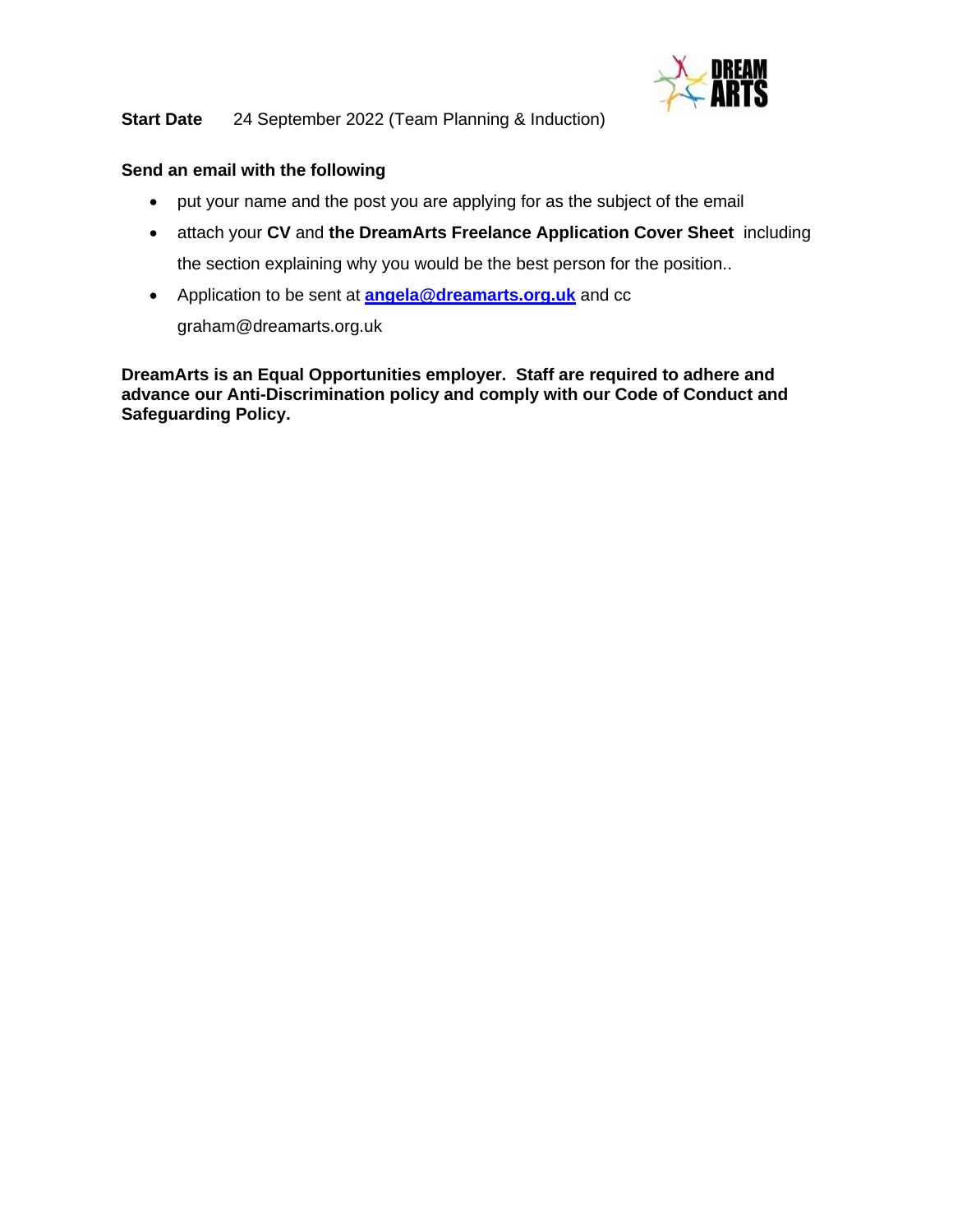**Start Date** 24 September 2022 (Team Planning & Induction)

**Send an email with the following**

- put your name and the post you are applying for as the subject of the email
- attach your **CV** and **the DreamArts Freelance Application Cover Sheet** including the section explaining why you would be the best person for the position..
- Application to be sent at **angela@dreamarts.org.uk** and cc graham@dreamarts.org.uk

**DreamArts is an Equal Opportunities employer. Staff are required to adhere and advance our Anti-Discrimination policy and comply with our Code of Conduct and Safeguarding Policy.**